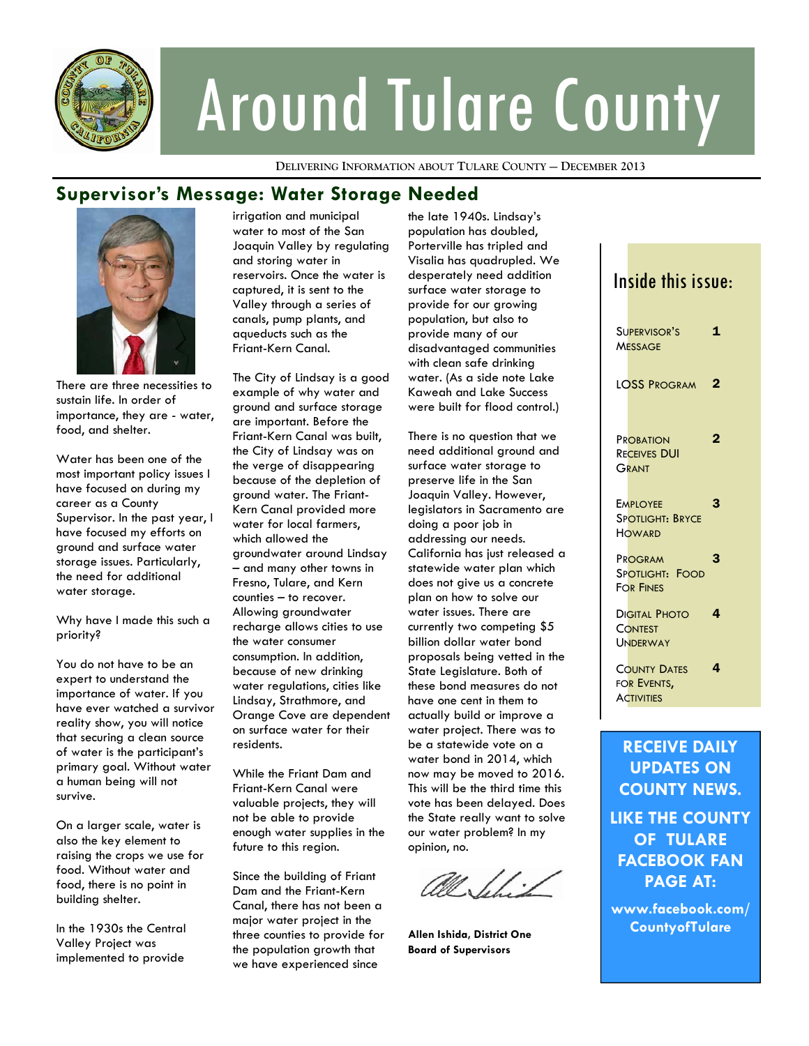# Around Tulare County

DELIVERING INFORMATION ABOUT TULARE COUNTY — DECEMBER 2013

## Supervisor's Message: Water Storage Needed

There are three necessities to sustain life. In order of importance, they are - water, food, and shelter.

Water has been one of the most important policy issues I have focused on during my career as a County Supervisor. In the past year, I have focused my efforts on ground and surface water storage issues. Particularly, the need for additional water storage.

Why have I made this such a priority?

You do not have to be an expert to understand the importance of water. If you have ever watched a survivor reality show, you will notice that securing a clean source of water is the participant's primary goal. Without water a human being will not survive.

On a larger scale, water is also the key element to raising the crops we use for food. Without water and food, there is no point in building shelter.

In the 1930s the Central Valley Project was implemented to provide irrigation and municipal water to most of the San Joaquin Valley by regulating and storing water in reservoirs. Once the water is captured, it is sent to the Valley through a series of canals, pump plants, and aqueducts such as the Friant-Kern Canal.

The City of Lindsay is a good example of why water and ground and surface storage are important. Before the Friant-Kern Canal was built, the City of Lindsay was on the verge of disappearing because of the depletion of ground water. The Friant-Kern Canal provided more water for local farmers, which allowed the groundwater around Lindsay – and many other towns in Fresno, Tulare, and Kern counties – to recover. Allowing groundwater recharge allows cities to use the water consumer consumption. In addition, because of new drinking water regulations, cities like Lindsay, Strathmore, and Orange Cove are dependent on surface water for their residents.

While the Friant Dam and Friant-Kern Canal were valuable projects, they will not be able to provide enough water supplies in the future to this region.

Since the building of Friant Dam and the Friant-Kern Canal, there has not been a major water project in the three counties to provide for the population growth that we have experienced since the late 1940s. Lindsay's population has doubled, Porterville has tripled and Visalia has quadrupled. We desperately need addition surface water storage to provide for our growing population, but also to provide many of our disadvantaged communities with clean safe drinking water. (As a side note Lake Kaweah and Lake Success were built for flood control.)

There is no question that we need additional ground and surface water storage to preserve life in the San Joaquin Valley. However, legislators in Sacramento are doing a poor job in addressing our needs. California has just released a statewide water plan which does not give us a concrete plan on how to solve our water issues. There are currently two competing $5 billion dollar water bond proposals being vetted in the State Legislature. Both of these bond measures do not have one cent in them to actually build or improve a water project. There was to be a statewide vote on a water bond in 2014, which now may be moved to 2016. This will be the third time this vote has been delayed. Does the State really want to solve our water problem? In my opinion, no.

**Allen Ishida, District One**
**Board of Supervisors**

---

### Inside this issue:

| | |
|---|---|
| Supervisor's Message | 1 |
| Loss Program | 2 |
| Probation Receives DUI Grant | 2 |
| Employee Spotlight: Bryce Howard | 3 |
| Program Spotlight: Food For Fines | 3 |
| Digital Photo Contest Underway | 4 |
| County Dates for Events, Activities | 4 |

---

**RECEIVE DAILY UPDATES ON COUNTY NEWS.**

**LIKE THE COUNTY OF TULARE FACEBOOK FAN PAGE AT:**

**www.facebook.com/CountyofTulare**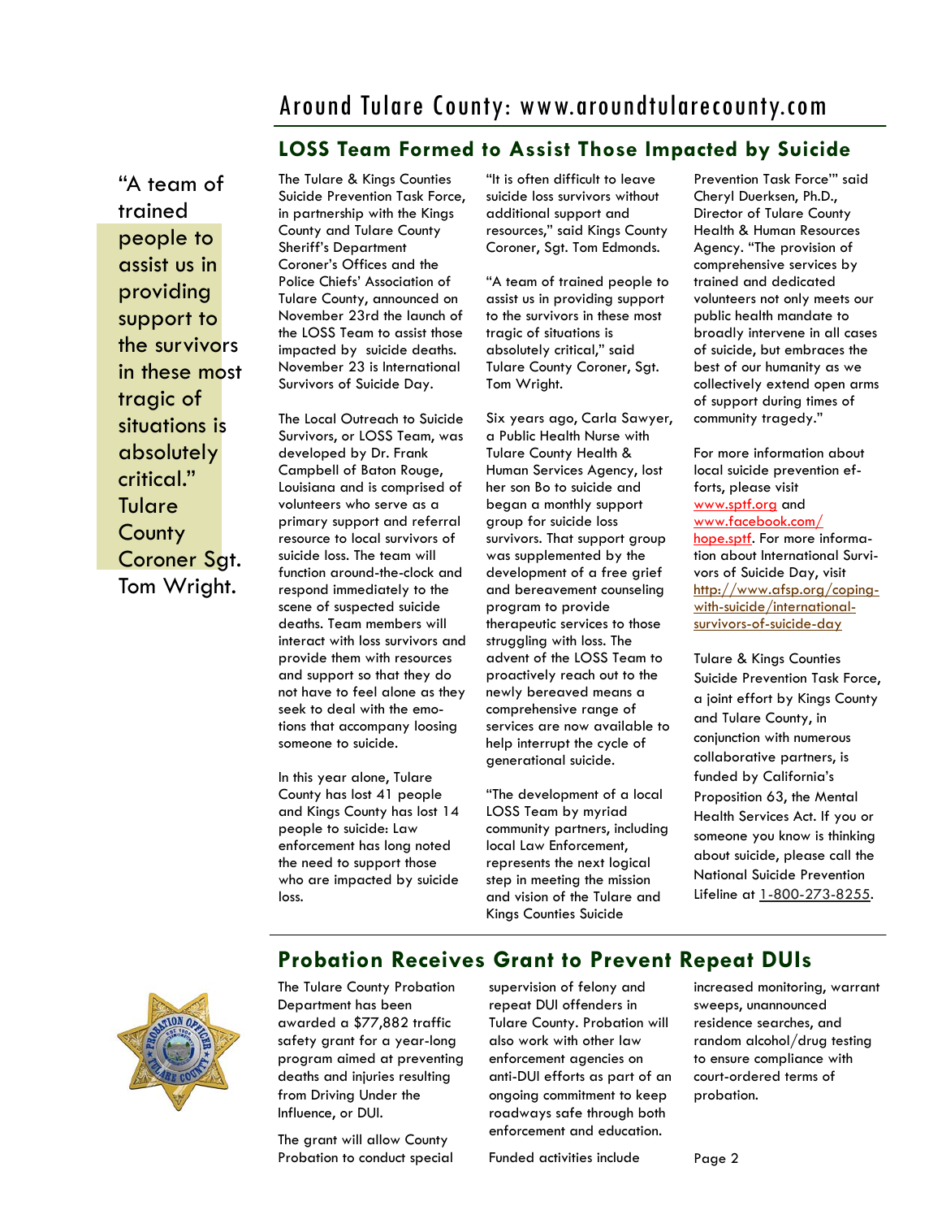## LOSS Team Formed to Assist Those Impacted by Suicide

"A team of trained people to assist us in providing support to the survivors in these most tragic of situations is absolutely critical." Tulare County Coroner Sgt. Tom Wright.

The Tulare & Kings Counties Suicide Prevention Task Force, in partnership with the Kings County and Tulare County Sheriff's Department Coroner's Offices and the Police Chiefs' Association of Tulare County, announced on November 23rd the launch of the LOSS Team to assist those impacted by suicide deaths. November 23 is International Survivors of Suicide Day.

The Local Outreach to Suicide Survivors, or LOSS Team, was developed by Dr. Frank Campbell of Baton Rouge, Louisiana and is comprised of volunteers who serve as a primary support and referral resource to local survivors of suicide loss. The team will function around-the-clock and respond immediately to the scene of suspected suicide deaths. Team members will interact with loss survivors and provide them with resources and support so that they do not have to feel alone as they seek to deal with the emotions that accompany loosing someone to suicide.

In this year alone, Tulare County has lost 41 people and Kings County has lost 14 people to suicide: Law enforcement has long noted the need to support those who are impacted by suicide loss.

"It is often difficult to leave suicide loss survivors without additional support and resources," said Kings County Coroner, Sgt. Tom Edmonds.

"A team of trained people to assist us in providing support to the survivors in these most tragic of situations is absolutely critical," said Tulare County Coroner, Sgt. Tom Wright.

Six years ago, Carla Sawyer, a Public Health Nurse with Tulare County Health & Human Services Agency, lost her son Bo to suicide and began a monthly support group for suicide loss survivors. That support group was supplemented by the development of a free grief and bereavement counseling program to provide therapeutic services to those struggling with loss. The advent of the LOSS Team to proactively reach out to the newly bereaved means a comprehensive range of services are now available to help interrupt the cycle of generational suicide.

"The development of a local LOSS Team by myriad community partners, including local Law Enforcement, represents the next logical step in meeting the mission and vision of the Tulare and Kings Counties Suicide Prevention Task Force'" said Cheryl Duerksen, Ph.D., Director of Tulare County Health & Human Resources Agency. "The provision of comprehensive services by trained and dedicated volunteers not only meets our public health mandate to broadly intervene in all cases of suicide, but embraces the best of our humanity as we collectively extend open arms of support during times of community tragedy."

For more information about local suicide prevention efforts, please visit www.sptf.org and www.facebook.com/hope.sptf. For more information about International Survivors of Suicide Day, visit http://www.afsp.org/coping-with-suicide/international-survivors-of-suicide-day

Tulare & Kings Counties Suicide Prevention Task Force, a joint effort by Kings County and Tulare County, in conjunction with numerous collaborative partners, is funded by California's Proposition 63, the Mental Health Services Act. If you or someone you know is thinking about suicide, please call the National Suicide Prevention Lifeline at 1-800-273-8255.

## Probation Receives Grant to Prevent Repeat DUIs

The Tulare County Probation Department has been awarded a $77,882 traffic safety grant for a year-long program aimed at preventing deaths and injuries resulting from Driving Under the Influence, or DUI.

The grant will allow County Probation to conduct special supervision of felony and repeat DUI offenders in Tulare County. Probation will also work with other law enforcement agencies on anti-DUI efforts as part of an ongoing commitment to keep roadways safe through both enforcement and education.

Funded activities include increased monitoring, warrant sweeps, unannounced residence searches, and random alcohol/drug testing to ensure compliance with court-ordered terms of probation.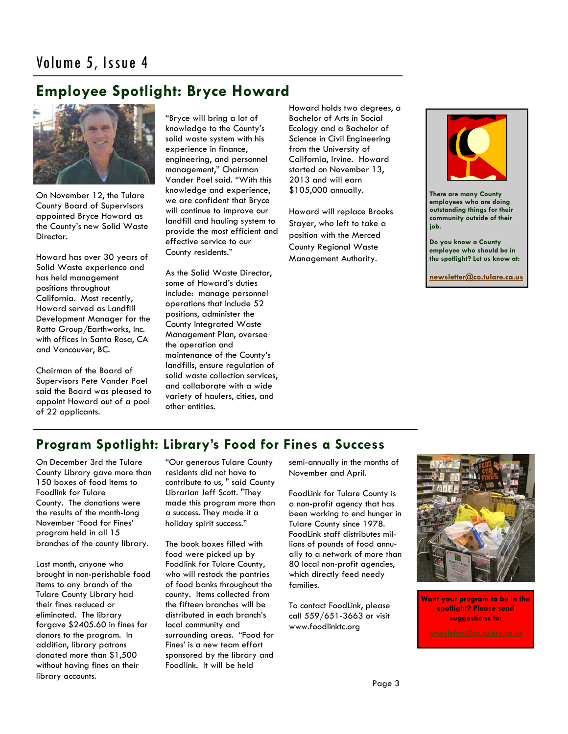## Employee Spotlight: Bryce Howard

On November 12, the Tulare County Board of Supervisors appointed Bryce Howard as the County's new Solid Waste Director.

Howard has over 30 years of Solid Waste experience and has held management positions throughout California. Most recently, Howard served as Landfill Development Manager for the Ratto Group/Earthworks, Inc. with offices in Santa Rosa, CA and Vancouver, BC.

Chairman of the Board of Supervisors Pete Vander Poel said the Board was pleased to appoint Howard out of a pool of 22 applicants.

"Bryce will bring a lot of knowledge to the County's solid waste system with his experience in finance, engineering, and personnel management," Chairman Vander Poel said. "With this knowledge and experience, we are confident that Bryce will continue to improve our landfill and hauling system to provide the most efficient and effective service to our County residents."

As the Solid Waste Director, some of Howard's duties include: manage personnel operations that include 52 positions, administer the County Integrated Waste Management Plan, oversee the operation and maintenance of the County's landfills, ensure regulation of solid waste collection services, and collaborate with a wide variety of haulers, cities, and other entities.

Howard holds two degrees, a Bachelor of Arts in Social Ecology and a Bachelor of Science in Civil Engineering from the University of California, Irvine. Howard started on November 13, 2013 and will earn $105,000 annually.

Howard will replace Brooks Stayer, who left to take a position with the Merced County Regional Waste Management Authority.

**There are many County employees who are doing outstanding things for their community outside of their job.**

**Do you know a County employee who should be in the spotlight? Let us know at:**

**newsletter@co.tulare.ca.us**

## Program Spotlight: Library's Food for Fines a Success

On December 3rd the Tulare County Library gave more than 150 boxes of food items to Foodlink for Tulare County. The donations were the results of the month-long November 'Food for Fines' program held in all 15 branches of the county library.

Last month, anyone who brought in non-perishable food items to any branch of the Tulare County Library had their fines reduced or eliminated. The library forgave $2405.60 in fines for donors to the program. In addition, library patrons donated more than $1,500 without having fines on their library accounts.

"Our generous Tulare County residents did not have to contribute to us, " said County Librarian Jeff Scott. "They made this program more than a success. They made it a holiday spirit success."

The book boxes filled with food were picked up by Foodlink for Tulare County, who will restock the pantries of food banks throughout the county. Items collected from the fifteen branches will be distributed in each branch's local community and surrounding areas. "Food for Fines' is a new team effort sponsored by the library and Foodlink. It will be held semi-annually in the months of November and April.

FoodLink for Tulare County is a non-profit agency that has been working to end hunger in Tulare County since 1978. FoodLink staff distributes millions of pounds of food annually to a network of more than 80 local non-profit agencies, which directly feed needy families.

To contact FoodLink, please call 559/651-3663 or visit www.foodlinktc.org

**Want your program to be in the spotlight? Please send suggestions to:**

**newsletter@co.tulare.ca.us**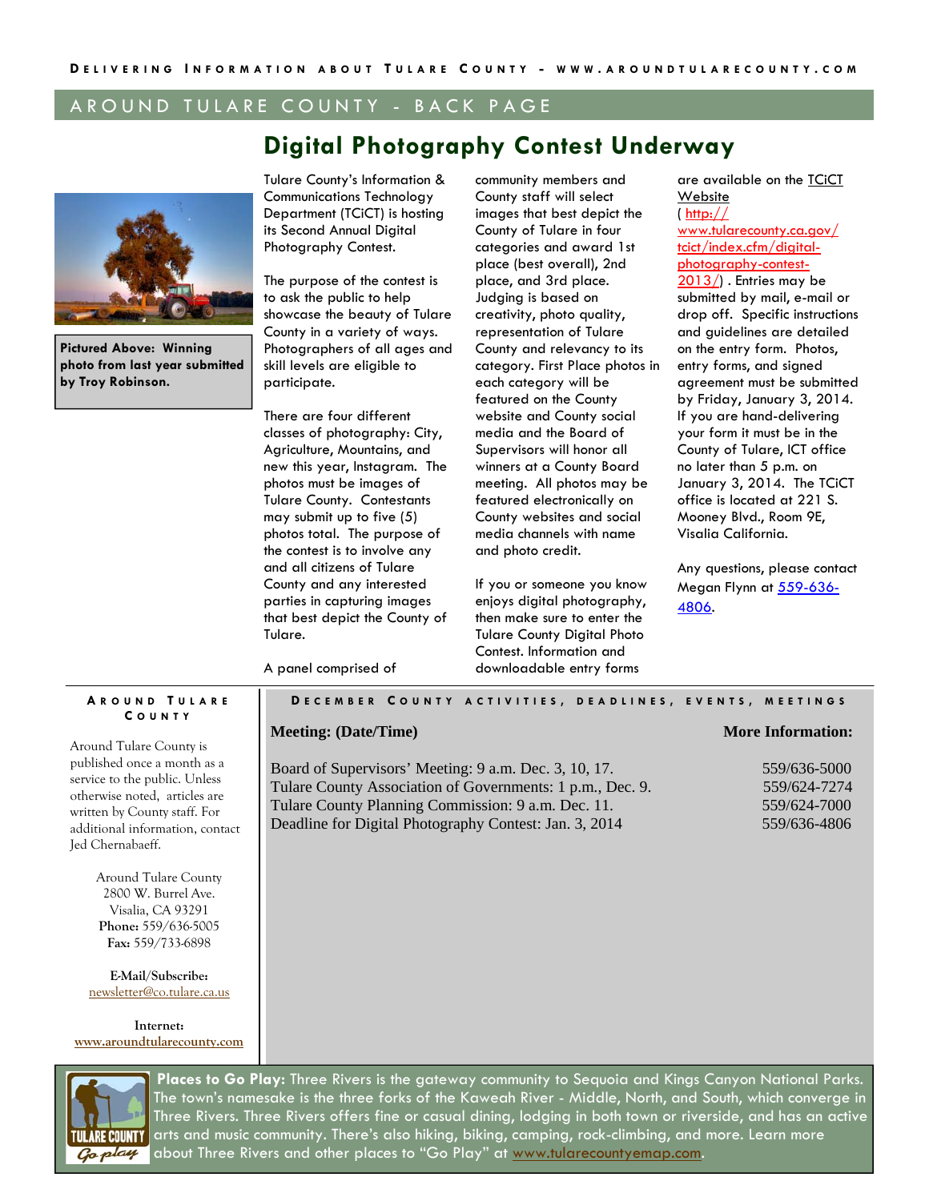## AROUND TULARE COUNTY - BACK PAGE

# Digital Photography Contest Underway

**Pictured Above: Winning photo from last year submitted by Troy Robinson.**

Tulare County's Information & Communications Technology Department (TCiCT) is hosting its Second Annual Digital Photography Contest.

The purpose of the contest is to ask the public to help showcase the beauty of Tulare County in a variety of ways. Photographers of all ages and skill levels are eligible to participate.

There are four different classes of photography: City, Agriculture, Mountains, and new this year, Instagram. The photos must be images of Tulare County. Contestants may submit up to five (5) photos total. The purpose of the contest is to involve any and all citizens of Tulare County and any interested parties in capturing images that best depict the County of Tulare.

A panel comprised of community members and County staff will select images that best depict the County of Tulare in four categories and award 1st place (best overall), 2nd place, and 3rd place. Judging is based on creativity, photo quality, representation of Tulare County and relevancy to its category. First Place photos in each category will be featured on the County website and County social media and the Board of Supervisors will honor all winners at a County Board meeting. All photos may be featured electronically on County websites and social media channels with name and photo credit.

If you or someone you know enjoys digital photography, then make sure to enter the Tulare County Digital Photo Contest. Information and downloadable entry forms are available on the TCiCT Website (http://www.tularecounty.ca.gov/tcict/index.cfm/digital-photography-contest-2013/) . Entries may be submitted by mail, e-mail or drop off. Specific instructions and guidelines are detailed on the entry form. Photos, entry forms, and signed agreement must be submitted by Friday, January 3, 2014. If you are hand-delivering your form it must be in the County of Tulare, ICT office no later than 5 p.m. on January 3, 2014. The TCiCT office is located at 221 S. Mooney Blvd., Room 9E, Visalia California.

Any questions, please contact Megan Flynn at 559-636-4806.

---

### AROUND TULARE COUNTY

Around Tulare County is published once a month as a service to the public. Unless otherwise noted, articles are written by County staff. For additional information, contact Jed Chernabaeff.

Around Tulare County
2800 W. Burrel Ave.
Visalia, CA 93291
**Phone:** 559/636-5005
**Fax:** 559/733-6898

**E-Mail/Subscribe:**
newsletter@co.tulare.ca.us

**Internet:**
www.aroundtularecounty.com

---

### DECEMBER COUNTY ACTIVITIES, DEADLINES, EVENTS, MEETINGS

| Meeting: (Date/Time) | More Information: |
|---|---|
| Board of Supervisors' Meeting: 9 a.m. Dec. 3, 10, 17. | 559/636-5000 |
| Tulare County Association of Governments: 1 p.m., Dec. 9. | 559/624-7274 |
| Tulare County Planning Commission: 9 a.m. Dec. 11. | 559/624-7000 |
| Deadline for Digital Photography Contest: Jan. 3, 2014 | 559/636-4806 |

---

**Places to Go Play:** Three Rivers is the gateway community to Sequoia and Kings Canyon National Parks. The town's namesake is the three forks of the Kaweah River - Middle, North, and South, which converge in Three Rivers. Three Rivers offers fine or casual dining, lodging in both town or riverside, and has an active arts and music community. There's also hiking, biking, camping, rock-climbing, and more. Learn more about Three Rivers and other places to "Go Play" at www.tularecountyemap.com.